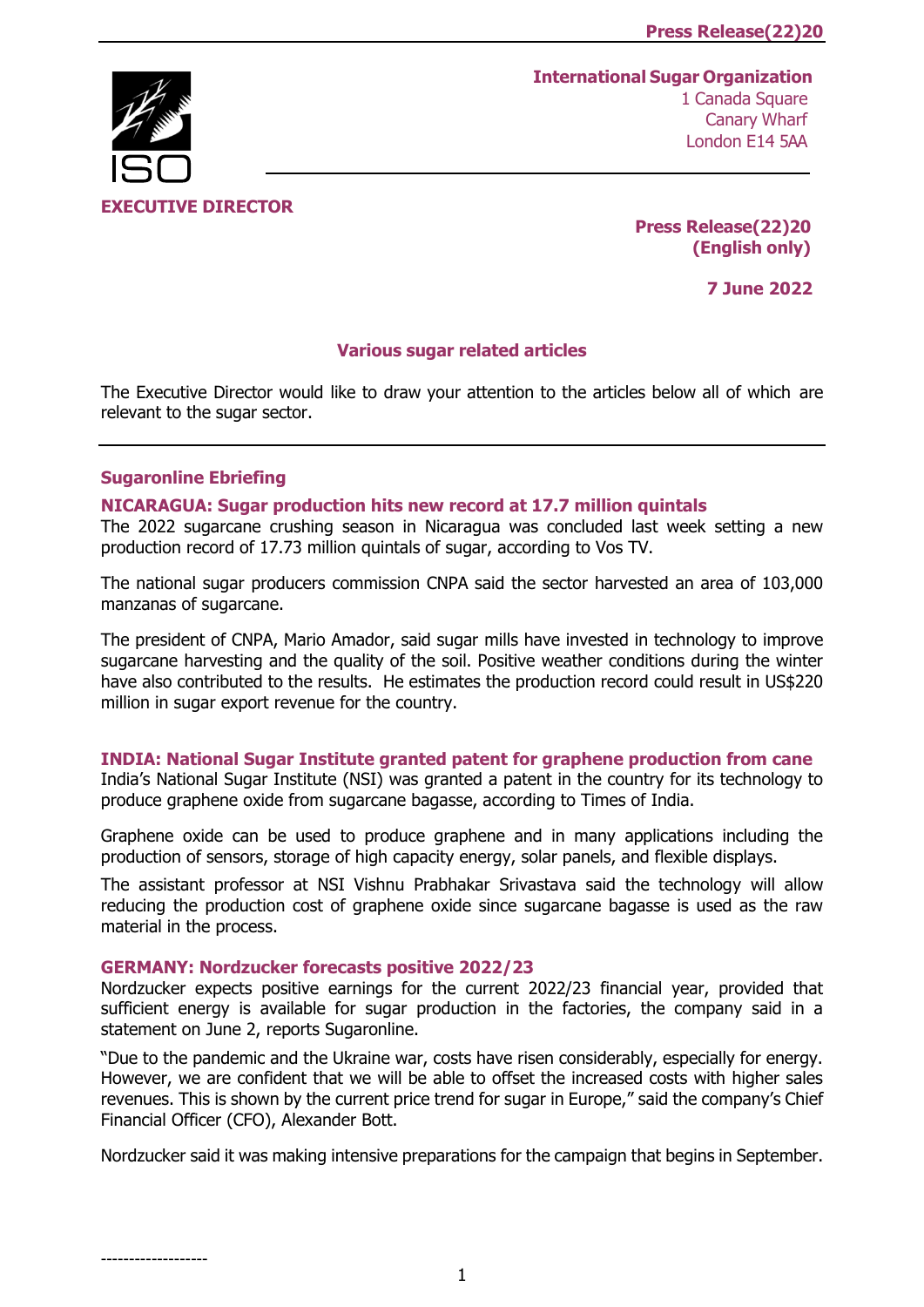**International Sugar Organization**
1 Canada Square
Canary Wharf
London E14 5AA

**EXECUTIVE DIRECTOR**

**Press Release(22)20**
**(English only)**

**7 June 2022**

## Various sugar related articles

The Executive Director would like to draw your attention to the articles below all of which are relevant to the sugar sector.

---

### Sugaronline Ebriefing

#### NICARAGUA: Sugar production hits new record at 17.7 million quintals

The 2022 sugarcane crushing season in Nicaragua was concluded last week setting a new production record of 17.73 million quintals of sugar, according to Vos TV.

The national sugar producers commission CNPA said the sector harvested an area of 103,000 manzanas of sugarcane.

The president of CNPA, Mario Amador, said sugar mills have invested in technology to improve sugarcane harvesting and the quality of the soil. Positive weather conditions during the winter have also contributed to the results. He estimates the production record could result in US$220 million in sugar export revenue for the country.

#### INDIA: National Sugar Institute granted patent for graphene production from cane

India's National Sugar Institute (NSI) was granted a patent in the country for its technology to produce graphene oxide from sugarcane bagasse, according to Times of India.

Graphene oxide can be used to produce graphene and in many applications including the production of sensors, storage of high capacity energy, solar panels, and flexible displays.

The assistant professor at NSI Vishnu Prabhakar Srivastava said the technology will allow reducing the production cost of graphene oxide since sugarcane bagasse is used as the raw material in the process.

#### GERMANY: Nordzucker forecasts positive 2022/23

Nordzucker expects positive earnings for the current 2022/23 financial year, provided that sufficient energy is available for sugar production in the factories, the company said in a statement on June 2, reports Sugaronline.

"Due to the pandemic and the Ukraine war, costs have risen considerably, especially for energy. However, we are confident that we will be able to offset the increased costs with higher sales revenues. This is shown by the current price trend for sugar in Europe," said the company's Chief Financial Officer (CFO), Alexander Bott.

Nordzucker said it was making intensive preparations for the campaign that begins in September.

-------------------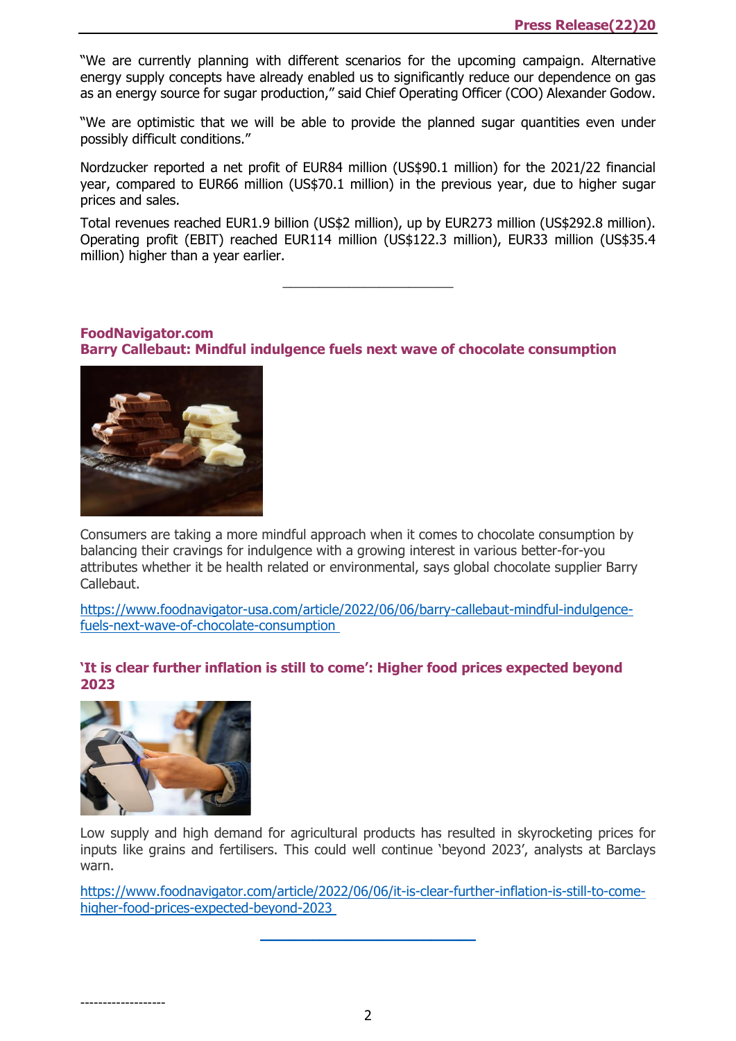"We are currently planning with different scenarios for the upcoming campaign. Alternative energy supply concepts have already enabled us to significantly reduce our dependence on gas as an energy source for sugar production," said Chief Operating Officer (COO) Alexander Godow.

"We are optimistic that we will be able to provide the planned sugar quantities even under possibly difficult conditions."

Nordzucker reported a net profit of EUR84 million (US$90.1 million) for the 2021/22 financial year, compared to EUR66 million (US$70.1 million) in the previous year, due to higher sugar prices and sales.

Total revenues reached EUR1.9 billion (US$2 million), up by EUR273 million (US$292.8 million). Operating profit (EBIT) reached EUR114 million (US$122.3 million), EUR33 million (US$35.4 million) higher than a year earlier.

---

**FoodNavigator.com**

**Barry Callebaut: Mindful indulgence fuels next wave of chocolate consumption**

Consumers are taking a more mindful approach when it comes to chocolate consumption by balancing their cravings for indulgence with a growing interest in various better-for-you attributes whether it be health related or environmental, says global chocolate supplier Barry Callebaut.

https://www.foodnavigator-usa.com/article/2022/06/06/barry-callebaut-mindful-indulgence-fuels-next-wave-of-chocolate-consumption

**'It is clear further inflation is still to come': Higher food prices expected beyond 2023**

Low supply and high demand for agricultural products has resulted in skyrocketing prices for inputs like grains and fertilisers. This could well continue 'beyond 2023', analysts at Barclays warn.

https://www.foodnavigator.com/article/2022/06/06/it-is-clear-further-inflation-is-still-to-come-higher-food-prices-expected-beyond-2023

---